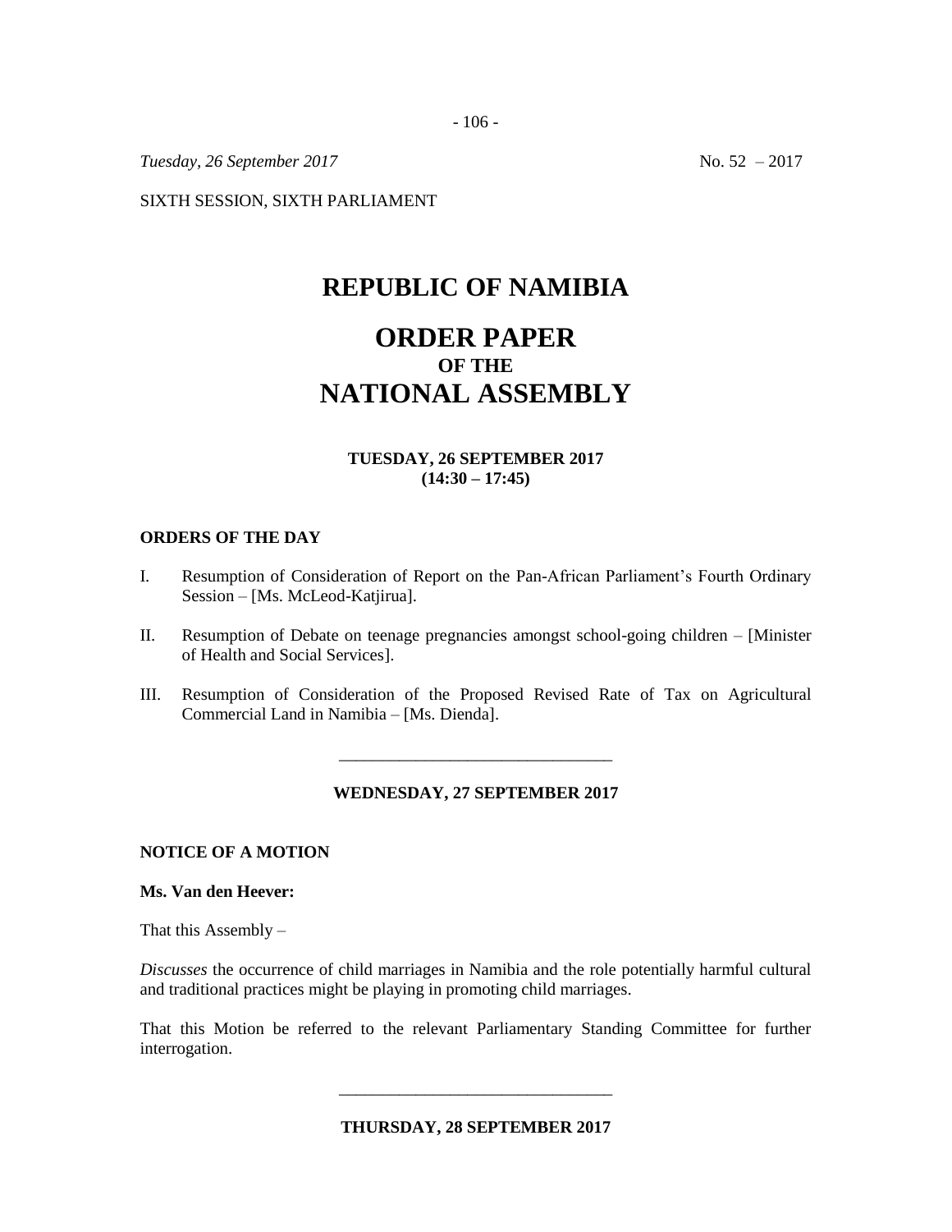*Tuesday, 26 September 2017* No. 52 – 2017

SIXTH SESSION, SIXTH PARLIAMENT

# REPUBLIC OF NAMIBIA

# ORDER PAPER
## OF THE
# NATIONAL ASSEMBLY

**TUESDAY, 26 SEPTEMBER 2017**
**(14:30 – 17:45)**

**ORDERS OF THE DAY**

I. Resumption of Consideration of Report on the Pan-African Parliament's Fourth Ordinary Session – [Ms. McLeod-Katjirua].

II. Resumption of Debate on teenage pregnancies amongst school-going children – [Minister of Health and Social Services].

III. Resumption of Consideration of the Proposed Revised Rate of Tax on Agricultural Commercial Land in Namibia – [Ms. Dienda].

---

**WEDNESDAY, 27 SEPTEMBER 2017**

**NOTICE OF A MOTION**

**Ms. Van den Heever:**

That this Assembly –

*Discusses* the occurrence of child marriages in Namibia and the role potentially harmful cultural and traditional practices might be playing in promoting child marriages.

That this Motion be referred to the relevant Parliamentary Standing Committee for further interrogation.

---

**THURSDAY, 28 SEPTEMBER 2017**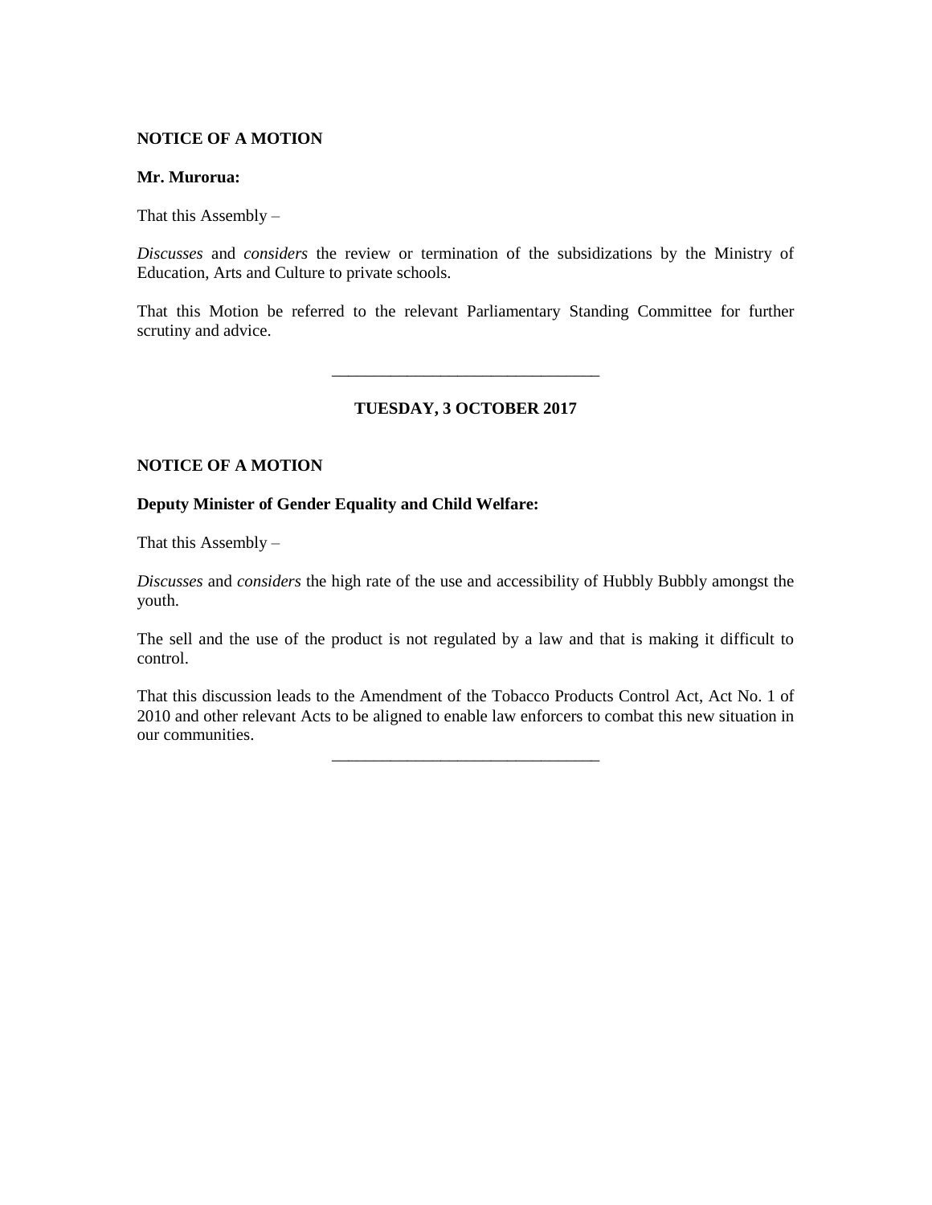**NOTICE OF A MOTION**

**Mr. Murorua:**

That this Assembly –

*Discusses* and *considers* the review or termination of the subsidizations by the Ministry of Education, Arts and Culture to private schools.

That this Motion be referred to the relevant Parliamentary Standing Committee for further scrutiny and advice.

---

**TUESDAY, 3 OCTOBER 2017**

**NOTICE OF A MOTION**

**Deputy Minister of Gender Equality and Child Welfare:**

That this Assembly –

*Discusses* and *considers* the high rate of the use and accessibility of Hubbly Bubbly amongst the youth.

The sell and the use of the product is not regulated by a law and that is making it difficult to control.

That this discussion leads to the Amendment of the Tobacco Products Control Act, Act No. 1 of 2010 and other relevant Acts to be aligned to enable law enforcers to combat this new situation in our communities.

---